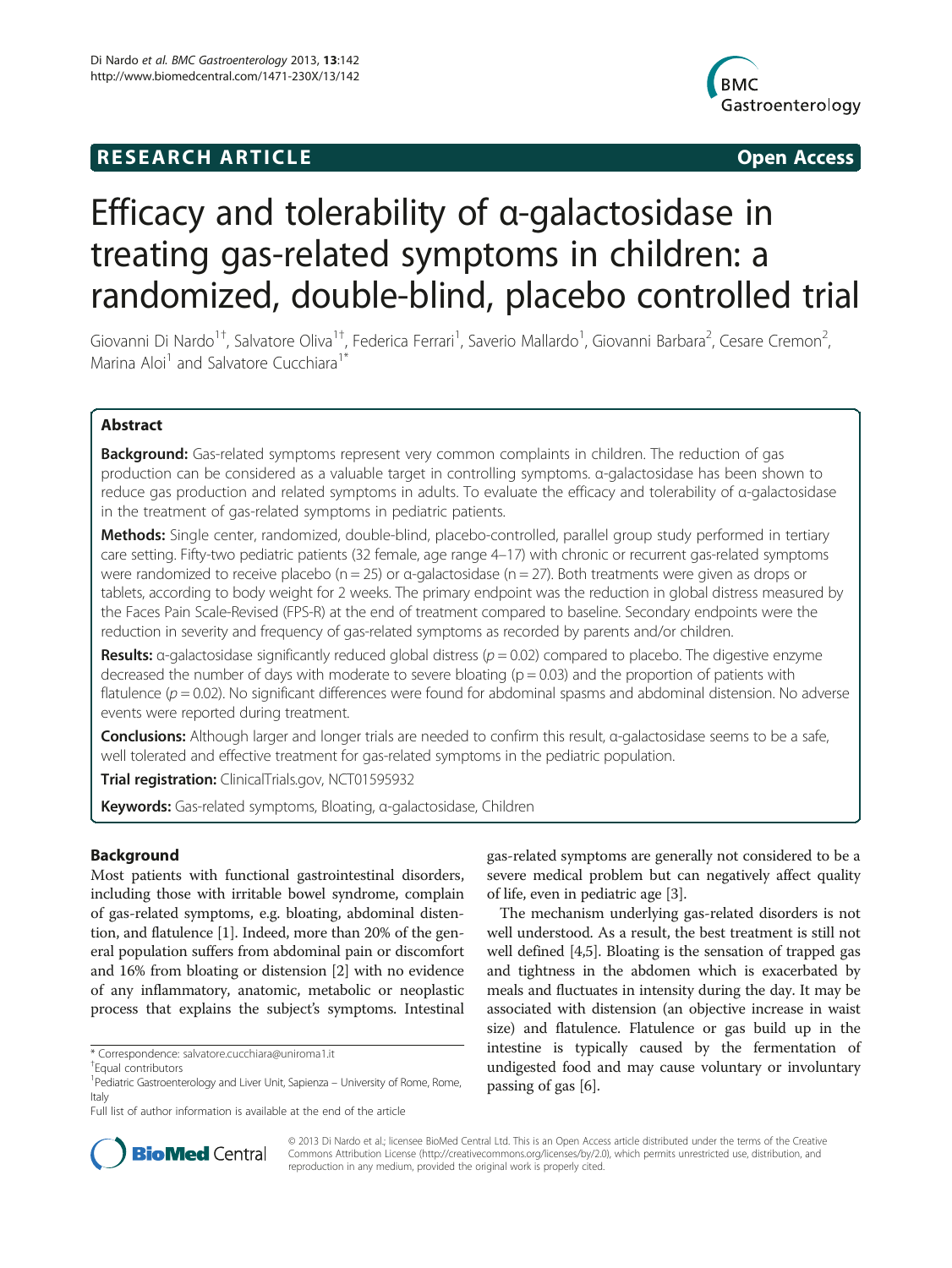RESEARCH ARTICLE Open Access

# Efficacy and tolerability of α-galactosidase in treating gas-related symptoms in children: a randomized, double-blind, placebo controlled trial

Giovanni Di Nardo[1†], Salvatore Oliva[1†], Federica Ferrari[1], Saverio Mallardo[1], Giovanni Barbara[2], Cesare Cremon[2], Marina Aloi[1] and Salvatore Cucchiara[1*]

## Abstract

**Background:** Gas-related symptoms represent very common complaints in children. The reduction of gas production can be considered as a valuable target in controlling symptoms. α-galactosidase has been shown to reduce gas production and related symptoms in adults. To evaluate the efficacy and tolerability of α-galactosidase in the treatment of gas-related symptoms in pediatric patients.

**Methods:** Single center, randomized, double-blind, placebo-controlled, parallel group study performed in tertiary care setting. Fifty-two pediatric patients (32 female, age range 4–17) with chronic or recurrent gas-related symptoms were randomized to receive placebo (n = 25) or α-galactosidase (n = 27). Both treatments were given as drops or tablets, according to body weight for 2 weeks. The primary endpoint was the reduction in global distress measured by the Faces Pain Scale-Revised (FPS-R) at the end of treatment compared to baseline. Secondary endpoints were the reduction in severity and frequency of gas-related symptoms as recorded by parents and/or children.

**Results:** α-galactosidase significantly reduced global distress ($p = 0.02$) compared to placebo. The digestive enzyme decreased the number of days with moderate to severe bloating ($p = 0.03$) and the proportion of patients with flatulence ($p = 0.02$). No significant differences were found for abdominal spasms and abdominal distension. No adverse events were reported during treatment.

**Conclusions:** Although larger and longer trials are needed to confirm this result, α-galactosidase seems to be a safe, well tolerated and effective treatment for gas-related symptoms in the pediatric population.

**Trial registration:** ClinicalTrials.gov, NCT01595932

**Keywords:** Gas-related symptoms, Bloating, α-galactosidase, Children

## Background

Most patients with functional gastrointestinal disorders, including those with irritable bowel syndrome, complain of gas-related symptoms, e.g. bloating, abdominal distention, and flatulence [1]. Indeed, more than 20% of the general population suffers from abdominal pain or discomfort and 16% from bloating or distension [2] with no evidence of any inflammatory, anatomic, metabolic or neoplastic process that explains the subject's symptoms. Intestinal gas-related symptoms are generally not considered to be a severe medical problem but can negatively affect quality of life, even in pediatric age [3].

The mechanism underlying gas-related disorders is not well understood. As a result, the best treatment is still not well defined [4,5]. Bloating is the sensation of trapped gas and tightness in the abdomen which is exacerbated by meals and fluctuates in intensity during the day. It may be associated with distension (an objective increase in waist size) and flatulence. Flatulence or gas build up in the intestine is typically caused by the fermentation of undigested food and may cause voluntary or involuntary passing of gas [6].

\* Correspondence: salvatore.cucchiara@uniroma1.it

† Equal contributors

[1] Pediatric Gastroenterology and Liver Unit, Sapienza – University of Rome, Rome, Italy

Full list of author information is available at the end of the article

© 2013 Di Nardo et al.; licensee BioMed Central Ltd. This is an Open Access article distributed under the terms of the Creative Commons Attribution License (http://creativecommons.org/licenses/by/2.0), which permits unrestricted use, distribution, and reproduction in any medium, provided the original work is properly cited.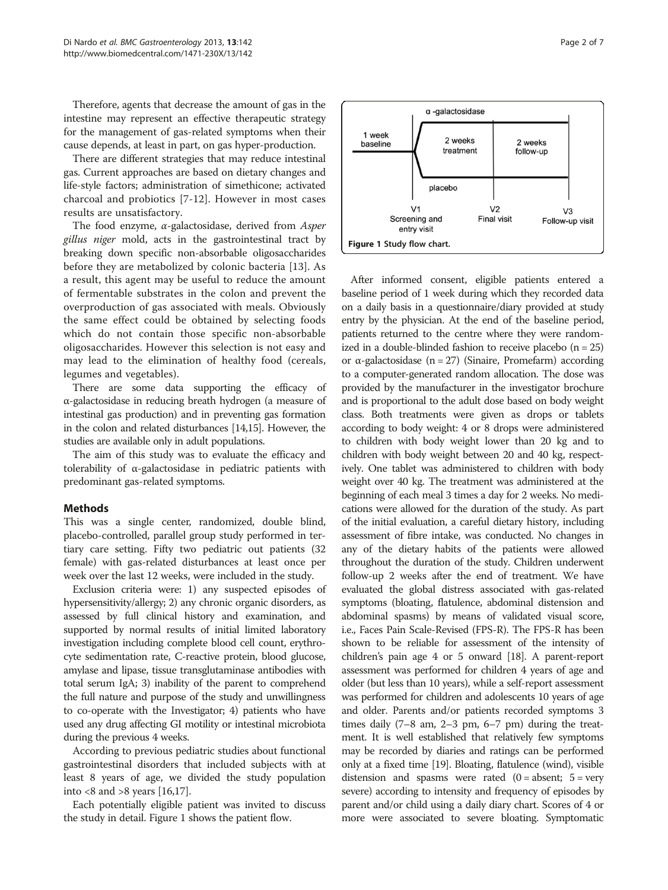Therefore, agents that decrease the amount of gas in the intestine may represent an effective therapeutic strategy for the management of gas-related symptoms when their cause depends, at least in part, on gas hyper-production.

There are different strategies that may reduce intestinal gas. Current approaches are based on dietary changes and life-style factors; administration of simethicone; activated charcoal and probiotics [7-12]. However in most cases results are unsatisfactory.

The food enzyme, α-galactosidase, derived from *Aspergillus niger* mold, acts in the gastrointestinal tract by breaking down specific non-absorbable oligosaccharides before they are metabolized by colonic bacteria [13]. As a result, this agent may be useful to reduce the amount of fermentable substrates in the colon and prevent the overproduction of gas associated with meals. Obviously the same effect could be obtained by selecting foods which do not contain those specific non-absorbable oligosaccharides. However this selection is not easy and may lead to the elimination of healthy food (cereals, legumes and vegetables).

There are some data supporting the efficacy of α-galactosidase in reducing breath hydrogen (a measure of intestinal gas production) and in preventing gas formation in the colon and related disturbances [14,15]. However, the studies are available only in adult populations.

The aim of this study was to evaluate the efficacy and tolerability of α-galactosidase in pediatric patients with predominant gas-related symptoms.

## Methods

This was a single center, randomized, double blind, placebo-controlled, parallel group study performed in tertiary care setting. Fifty two pediatric out patients (32 female) with gas-related disturbances at least once per week over the last 12 weeks, were included in the study.

Exclusion criteria were: 1) any suspected episodes of hypersensitivity/allergy; 2) any chronic organic disorders, as assessed by full clinical history and examination, and supported by normal results of initial limited laboratory investigation including complete blood cell count, erythrocyte sedimentation rate, C-reactive protein, blood glucose, amylase and lipase, tissue transglutaminase antibodies with total serum IgA; 3) inability of the parent to comprehend the full nature and purpose of the study and unwillingness to co-operate with the Investigator; 4) patients who have used any drug affecting GI motility or intestinal microbiota during the previous 4 weeks.

According to previous pediatric studies about functional gastrointestinal disorders that included subjects with at least 8 years of age, we divided the study population into <8 and >8 years [16,17].

Each potentially eligible patient was invited to discuss the study in detail. Figure 1 shows the patient flow.

| α -galactosidase | | |
|---|---|---|
| 1 week baseline | 2 weeks treatment | 2 weeks follow-up |
| | placebo | |
| V1 Screening and entry visit | V2 Final visit | V3 Follow-up visit |

**Figure 1 Study flow chart.**

After informed consent, eligible patients entered a baseline period of 1 week during which they recorded data on a daily basis in a questionnaire/diary provided at study entry by the physician. At the end of the baseline period, patients returned to the centre where they were randomized in a double-blinded fashion to receive placebo (n = 25) or α-galactosidase (n = 27) (Sinaire, Promefarm) according to a computer-generated random allocation. The dose was provided by the manufacturer in the investigator brochure and is proportional to the adult dose based on body weight class. Both treatments were given as drops or tablets according to body weight: 4 or 8 drops were administered to children with body weight lower than 20 kg and to children with body weight between 20 and 40 kg, respectively. One tablet was administered to children with body weight over 40 kg. The treatment was administered at the beginning of each meal 3 times a day for 2 weeks. No medications were allowed for the duration of the study. As part of the initial evaluation, a careful dietary history, including assessment of fibre intake, was conducted. No changes in any of the dietary habits of the patients were allowed throughout the duration of the study. Children underwent follow-up 2 weeks after the end of treatment. We have evaluated the global distress associated with gas-related symptoms (bloating, flatulence, abdominal distension and abdominal spasms) by means of validated visual score, i.e., Faces Pain Scale-Revised (FPS-R). The FPS-R has been shown to be reliable for assessment of the intensity of children's pain age 4 or 5 onward [18]. A parent-report assessment was performed for children 4 years of age and older (but less than 10 years), while a self-report assessment was performed for children and adolescents 10 years of age and older. Parents and/or patients recorded symptoms 3 times daily (7–8 am, 2–3 pm, 6–7 pm) during the treatment. It is well established that relatively few symptoms may be recorded by diaries and ratings can be performed only at a fixed time [19]. Bloating, flatulence (wind), visible distension and spasms were rated (0 = absent; 5 = very severe) according to intensity and frequency of episodes by parent and/or child using a daily diary chart. Scores of 4 or more were associated to severe bloating. Symptomatic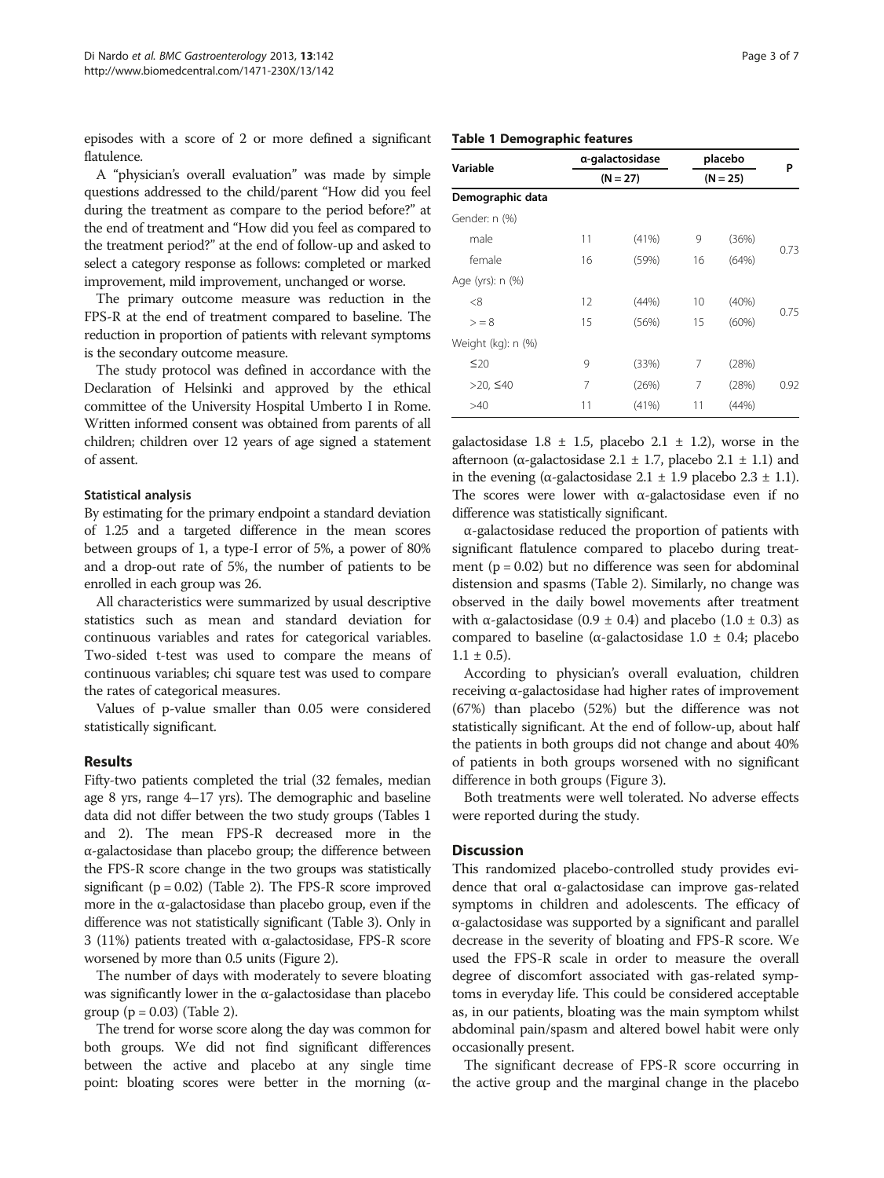episodes with a score of 2 or more defined a significant flatulence.

A "physician's overall evaluation" was made by simple questions addressed to the child/parent "How did you feel during the treatment as compare to the period before?" at the end of treatment and "How did you feel as compared to the treatment period?" at the end of follow-up and asked to select a category response as follows: completed or marked improvement, mild improvement, unchanged or worse.

The primary outcome measure was reduction in the FPS-R at the end of treatment compared to baseline. The reduction in proportion of patients with relevant symptoms is the secondary outcome measure.

The study protocol was defined in accordance with the Declaration of Helsinki and approved by the ethical committee of the University Hospital Umberto I in Rome. Written informed consent was obtained from parents of all children; children over 12 years of age signed a statement of assent.

### Statistical analysis

By estimating for the primary endpoint a standard deviation of 1.25 and a targeted difference in the mean scores between groups of 1, a type-I error of 5%, a power of 80% and a drop-out rate of 5%, the number of patients to be enrolled in each group was 26.

All characteristics were summarized by usual descriptive statistics such as mean and standard deviation for continuous variables and rates for categorical variables. Two-sided t-test was used to compare the means of continuous variables; chi square test was used to compare the rates of categorical measures.

Values of p-value smaller than 0.05 were considered statistically significant.

## Results

Fifty-two patients completed the trial (32 females, median age 8 yrs, range 4–17 yrs). The demographic and baseline data did not differ between the two study groups (Tables 1 and 2). The mean FPS-R decreased more in the α-galactosidase than placebo group; the difference between the FPS-R score change in the two groups was statistically significant ($p = 0.02$) (Table 2). The FPS-R score improved more in the α-galactosidase than placebo group, even if the difference was not statistically significant (Table 3). Only in 3 (11%) patients treated with α-galactosidase, FPS-R score worsened by more than 0.5 units (Figure 2).

The number of days with moderately to severe bloating was significantly lower in the α-galactosidase than placebo group ($p = 0.03$) (Table 2).

The trend for worse score along the day was common for both groups. We did not find significant differences between the active and placebo at any single time point: bloating scores were better in the morning (α-galactosidase 1.8 ± 1.5, placebo 2.1 ± 1.2), worse in the afternoon (α-galactosidase 2.1 ± 1.7, placebo 2.1 ± 1.1) and in the evening (α-galactosidase 2.1 ± 1.9 placebo 2.3 ± 1.1). The scores were lower with α-galactosidase even if no difference was statistically significant.

α-galactosidase reduced the proportion of patients with significant flatulence compared to placebo during treatment ($p = 0.02$) but no difference was seen for abdominal distension and spasms (Table 2). Similarly, no change was observed in the daily bowel movements after treatment with α-galactosidase (0.9 ± 0.4) and placebo (1.0 ± 0.3) as compared to baseline (α-galactosidase 1.0 ± 0.4; placebo 1.1 ± 0.5).

According to physician's overall evaluation, children receiving α-galactosidase had higher rates of improvement (67%) than placebo (52%) but the difference was not statistically significant. At the end of follow-up, about half the patients in both groups did not change and about 40% of patients in both groups worsened with no significant difference in both groups (Figure 3).

Both treatments were well tolerated. No adverse effects were reported during the study.

**Table 1 Demographic features**

| Variable | α-galactosidase (N = 27) | | placebo (N = 25) | | P |
|---|---|---|---|---|---|
| **Demographic data** | | | | | |
| Gender: n (%) | | | | | |
| male | 11 | (41%) | 9 | (36%) | 0.73 |
| female | 16 | (59%) | 16 | (64%) | |
| Age (yrs): n (%) | | | | | |
| <8 | 12 | (44%) | 10 | (40%) | 0.75 |
| > = 8 | 15 | (56%) | 15 | (60%) | |
| Weight (kg): n (%) | | | | | |
| ≤20 | 9 | (33%) | 7 | (28%) | |
| >20, ≤40 | 7 | (26%) | 7 | (28%) | 0.92 |
| >40 | 11 | (41%) | 11 | (44%) | |

## Discussion

This randomized placebo-controlled study provides evidence that oral α-galactosidase can improve gas-related symptoms in children and adolescents. The efficacy of α-galactosidase was supported by a significant and parallel decrease in the severity of bloating and FPS-R score. We used the FPS-R scale in order to measure the overall degree of discomfort associated with gas-related symptoms in everyday life. This could be considered acceptable as, in our patients, bloating was the main symptom whilst abdominal pain/spasm and altered bowel habit were only occasionally present.

The significant decrease of FPS-R score occurring in the active group and the marginal change in the placebo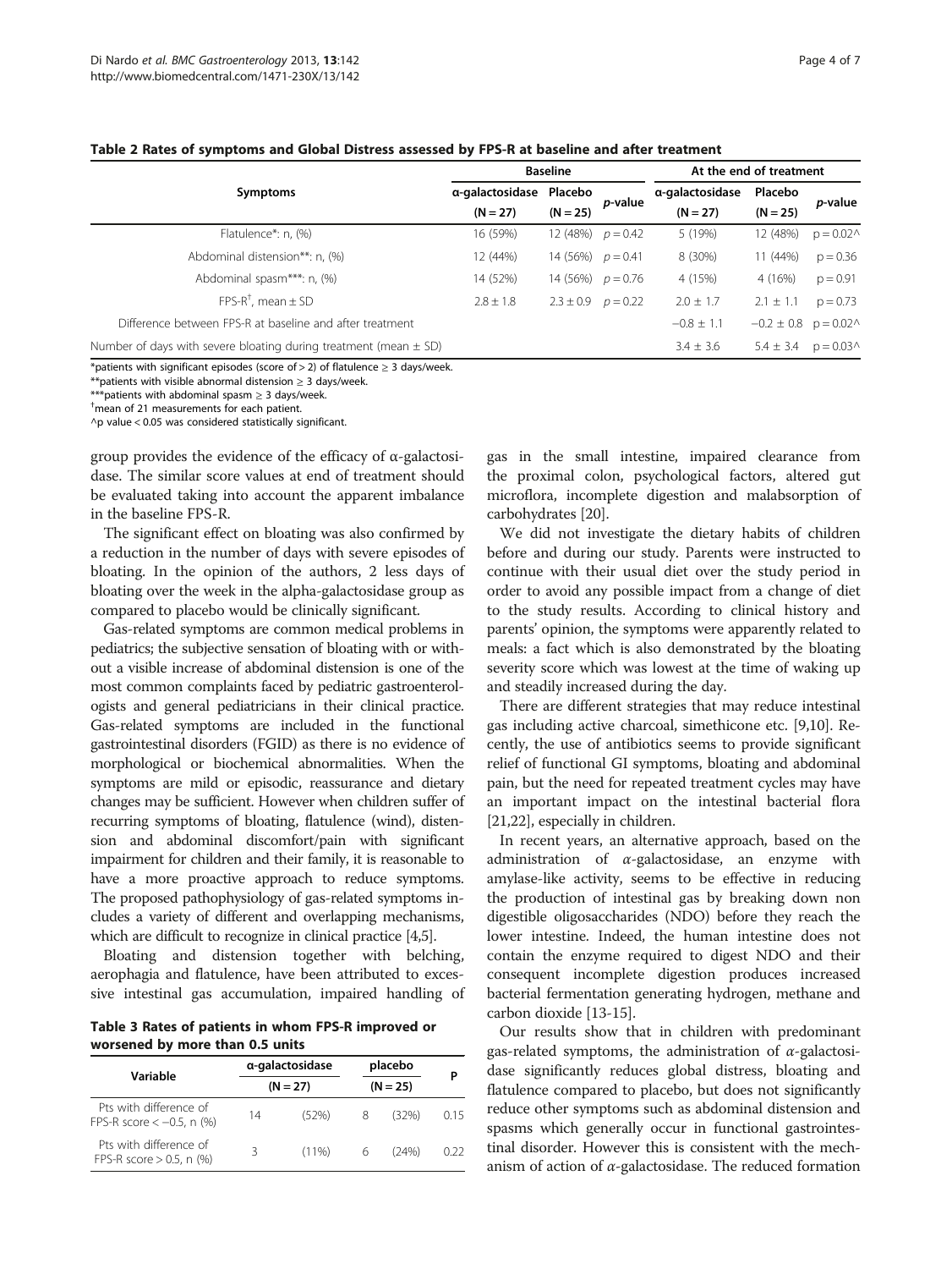**Table 2 Rates of symptoms and Global Distress assessed by FPS-R at baseline and after treatment**

| Symptoms | Baseline | | | At the end of treatment | | |
|---|---|---|---|---|---|---|
| | α-galactosidase (N = 27) | Placebo (N = 25) | *p*-value | α-galactosidase (N = 27) | Placebo (N = 25) | *p*-value |
| Flatulence*: n, (%) | 16 (59%) | 12 (48%) | $p = 0.42$ | 5 (19%) | 12 (48%) | p = 0.02^ |
| Abdominal distension**: n, (%) | 12 (44%) | 14 (56%) | $p = 0.41$ | 8 (30%) | 11 (44%) | p = 0.36 |
| Abdominal spasm***: n, (%) | 14 (52%) | 14 (56%) | $p = 0.76$ | 4 (15%) | 4 (16%) | p = 0.91 |
| FPS-R[†], mean ± SD | 2.8 ± 1.8 | 2.3 ± 0.9 | $p = 0.22$ | 2.0 ± 1.7 | 2.1 ± 1.1 | p = 0.73 |
| Difference between FPS-R at baseline and after treatment | | | | −0.8 ± 1.1 | −0.2 ± 0.8 | p = 0.02^ |
| Number of days with severe bloating during treatment (mean ± SD) | | | | 3.4 ± 3.6 | 5.4 ± 3.4 | p = 0.03^ |

*patients with significant episodes (score of > 2) of flatulence ≥ 3 days/week.
**patients with visible abnormal distension ≥ 3 days/week.
***patients with abdominal spasm ≥ 3 days/week.
[†]mean of 21 measurements for each patient.
^p value < 0.05 was considered statistically significant.

group provides the evidence of the efficacy of α-galactosidase. The similar score values at end of treatment should be evaluated taking into account the apparent imbalance in the baseline FPS-R.

The significant effect on bloating was also confirmed by a reduction in the number of days with severe episodes of bloating. In the opinion of the authors, 2 less days of bloating over the week in the alpha-galactosidase group as compared to placebo would be clinically significant.

Gas-related symptoms are common medical problems in pediatrics; the subjective sensation of bloating with or without a visible increase of abdominal distension is one of the most common complaints faced by pediatric gastroenterologists and general pediatricians in their clinical practice. Gas-related symptoms are included in the functional gastrointestinal disorders (FGID) as there is no evidence of morphological or biochemical abnormalities. When the symptoms are mild or episodic, reassurance and dietary changes may be sufficient. However when children suffer of recurring symptoms of bloating, flatulence (wind), distension and abdominal discomfort/pain with significant impairment for children and their family, it is reasonable to have a more proactive approach to reduce symptoms. The proposed pathophysiology of gas-related symptoms includes a variety of different and overlapping mechanisms, which are difficult to recognize in clinical practice [4,5].

Bloating and distension together with belching, aerophagia and flatulence, have been attributed to excessive intestinal gas accumulation, impaired handling of gas in the small intestine, impaired clearance from the proximal colon, psychological factors, altered gut microflora, incomplete digestion and malabsorption of carbohydrates [20].

**Table 3 Rates of patients in whom FPS-R improved or worsened by more than 0.5 units**

| Variable | α-galactosidase (N = 27) | | placebo (N = 25) | | P |
|---|---|---|---|---|---|
| Pts with difference of FPS-R score < −0.5, n (%) | 14 | (52%) | 8 | (32%) | 0.15 |
| Pts with difference of FPS-R score > 0.5, n (%) | 3 | (11%) | 6 | (24%) | 0.22 |

We did not investigate the dietary habits of children before and during our study. Parents were instructed to continue with their usual diet over the study period in order to avoid any possible impact from a change of diet to the study results. According to clinical history and parents' opinion, the symptoms were apparently related to meals: a fact which is also demonstrated by the bloating severity score which was lowest at the time of waking up and steadily increased during the day.

There are different strategies that may reduce intestinal gas including active charcoal, simethicone etc. [9,10]. Recently, the use of antibiotics seems to provide significant relief of functional GI symptoms, bloating and abdominal pain, but the need for repeated treatment cycles may have an important impact on the intestinal bacterial flora [21,22], especially in children.

In recent years, an alternative approach, based on the administration of *α*-galactosidase, an enzyme with amylase-like activity, seems to be effective in reducing the production of intestinal gas by breaking down non digestible oligosaccharides (NDO) before they reach the lower intestine. Indeed, the human intestine does not contain the enzyme required to digest NDO and their consequent incomplete digestion produces increased bacterial fermentation generating hydrogen, methane and carbon dioxide [13-15].

Our results show that in children with predominant gas-related symptoms, the administration of *α*-galactosidase significantly reduces global distress, bloating and flatulence compared to placebo, but does not significantly reduce other symptoms such as abdominal distension and spasms which generally occur in functional gastrointestinal disorder. However this is consistent with the mechanism of action of *α*-galactosidase. The reduced formation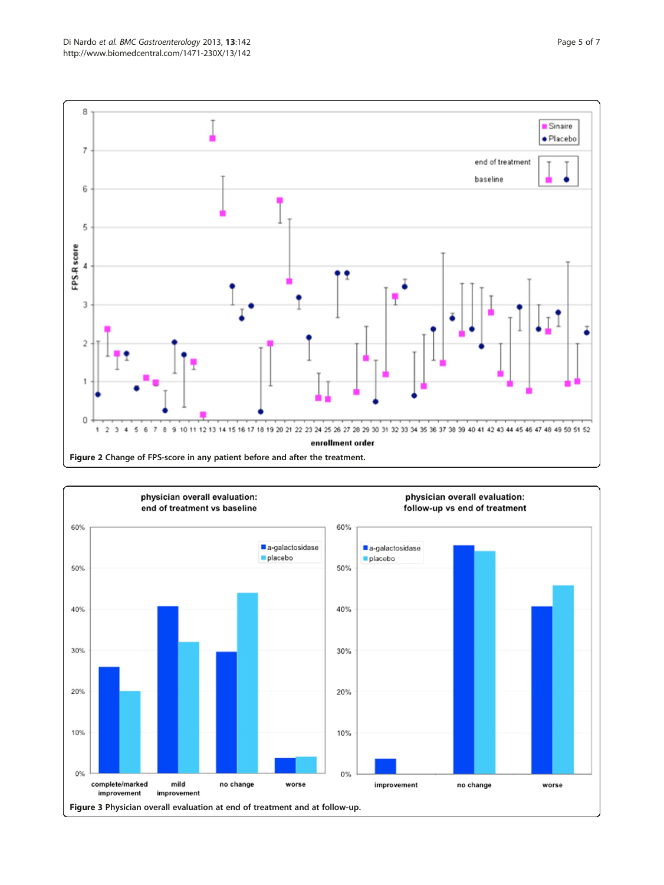Figure 2 Change of FPS-score in any patient before and after the treatment.

Figure 3 Physician overall evaluation at end of treatment and at follow-up.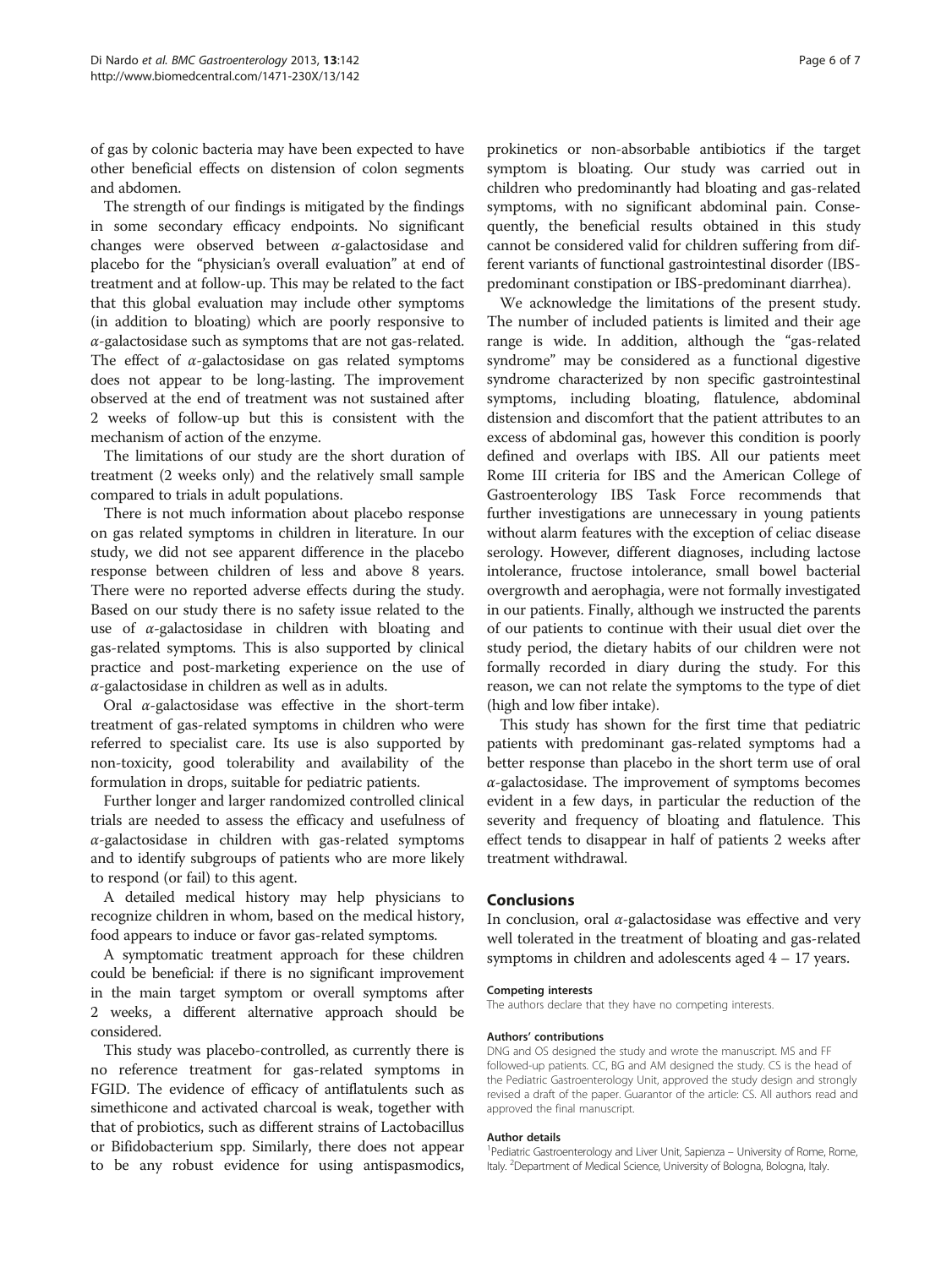of gas by colonic bacteria may have been expected to have other beneficial effects on distension of colon segments and abdomen.

The strength of our findings is mitigated by the findings in some secondary efficacy endpoints. No significant changes were observed between $\alpha$-galactosidase and placebo for the "physician's overall evaluation" at end of treatment and at follow-up. This may be related to the fact that this global evaluation may include other symptoms (in addition to bloating) which are poorly responsive to $\alpha$-galactosidase such as symptoms that are not gas-related. The effect of $\alpha$-galactosidase on gas related symptoms does not appear to be long-lasting. The improvement observed at the end of treatment was not sustained after 2 weeks of follow-up but this is consistent with the mechanism of action of the enzyme.

The limitations of our study are the short duration of treatment (2 weeks only) and the relatively small sample compared to trials in adult populations.

There is not much information about placebo response on gas related symptoms in children in literature. In our study, we did not see apparent difference in the placebo response between children of less and above 8 years. There were no reported adverse effects during the study. Based on our study there is no safety issue related to the use of $\alpha$-galactosidase in children with bloating and gas-related symptoms. This is also supported by clinical practice and post-marketing experience on the use of $\alpha$-galactosidase in children as well as in adults.

Oral $\alpha$-galactosidase was effective in the short-term treatment of gas-related symptoms in children who were referred to specialist care. Its use is also supported by non-toxicity, good tolerability and availability of the formulation in drops, suitable for pediatric patients.

Further longer and larger randomized controlled clinical trials are needed to assess the efficacy and usefulness of $\alpha$-galactosidase in children with gas-related symptoms and to identify subgroups of patients who are more likely to respond (or fail) to this agent.

A detailed medical history may help physicians to recognize children in whom, based on the medical history, food appears to induce or favor gas-related symptoms.

A symptomatic treatment approach for these children could be beneficial: if there is no significant improvement in the main target symptom or overall symptoms after 2 weeks, a different alternative approach should be considered.

This study was placebo-controlled, as currently there is no reference treatment for gas-related symptoms in FGID. The evidence of efficacy of antiflatulents such as simethicone and activated charcoal is weak, together with that of probiotics, such as different strains of Lactobacillus or Bifidobacterium spp. Similarly, there does not appear to be any robust evidence for using antispasmodics, prokinetics or non-absorbable antibiotics if the target symptom is bloating. Our study was carried out in children who predominantly had bloating and gas-related symptoms, with no significant abdominal pain. Consequently, the beneficial results obtained in this study cannot be considered valid for children suffering from different variants of functional gastrointestinal disorder (IBS-predominant constipation or IBS-predominant diarrhea).

We acknowledge the limitations of the present study. The number of included patients is limited and their age range is wide. In addition, although the "gas-related syndrome" may be considered as a functional digestive syndrome characterized by non specific gastrointestinal symptoms, including bloating, flatulence, abdominal distension and discomfort that the patient attributes to an excess of abdominal gas, however this condition is poorly defined and overlaps with IBS. All our patients meet Rome III criteria for IBS and the American College of Gastroenterology IBS Task Force recommends that further investigations are unnecessary in young patients without alarm features with the exception of celiac disease serology. However, different diagnoses, including lactose intolerance, fructose intolerance, small bowel bacterial overgrowth and aerophagia, were not formally investigated in our patients. Finally, although we instructed the parents of our patients to continue with their usual diet over the study period, the dietary habits of our children were not formally recorded in diary during the study. For this reason, we can not relate the symptoms to the type of diet (high and low fiber intake).

This study has shown for the first time that pediatric patients with predominant gas-related symptoms had a better response than placebo in the short term use of oral $\alpha$-galactosidase. The improvement of symptoms becomes evident in a few days, in particular the reduction of the severity and frequency of bloating and flatulence. This effect tends to disappear in half of patients 2 weeks after treatment withdrawal.

## Conclusions

In conclusion, oral $\alpha$-galactosidase was effective and very well tolerated in the treatment of bloating and gas-related symptoms in children and adolescents aged 4 – 17 years.

#### Competing interests

The authors declare that they have no competing interests.

#### Authors' contributions

DNG and OS designed the study and wrote the manuscript. MS and FF followed-up patients. CC, BG and AM designed the study. CS is the head of the Pediatric Gastroenterology Unit, approved the study design and strongly revised a draft of the paper. Guarantor of the article: CS. All authors read and approved the final manuscript.

#### Author details

[1]Pediatric Gastroenterology and Liver Unit, Sapienza – University of Rome, Rome, Italy. [2]Department of Medical Science, University of Bologna, Bologna, Italy.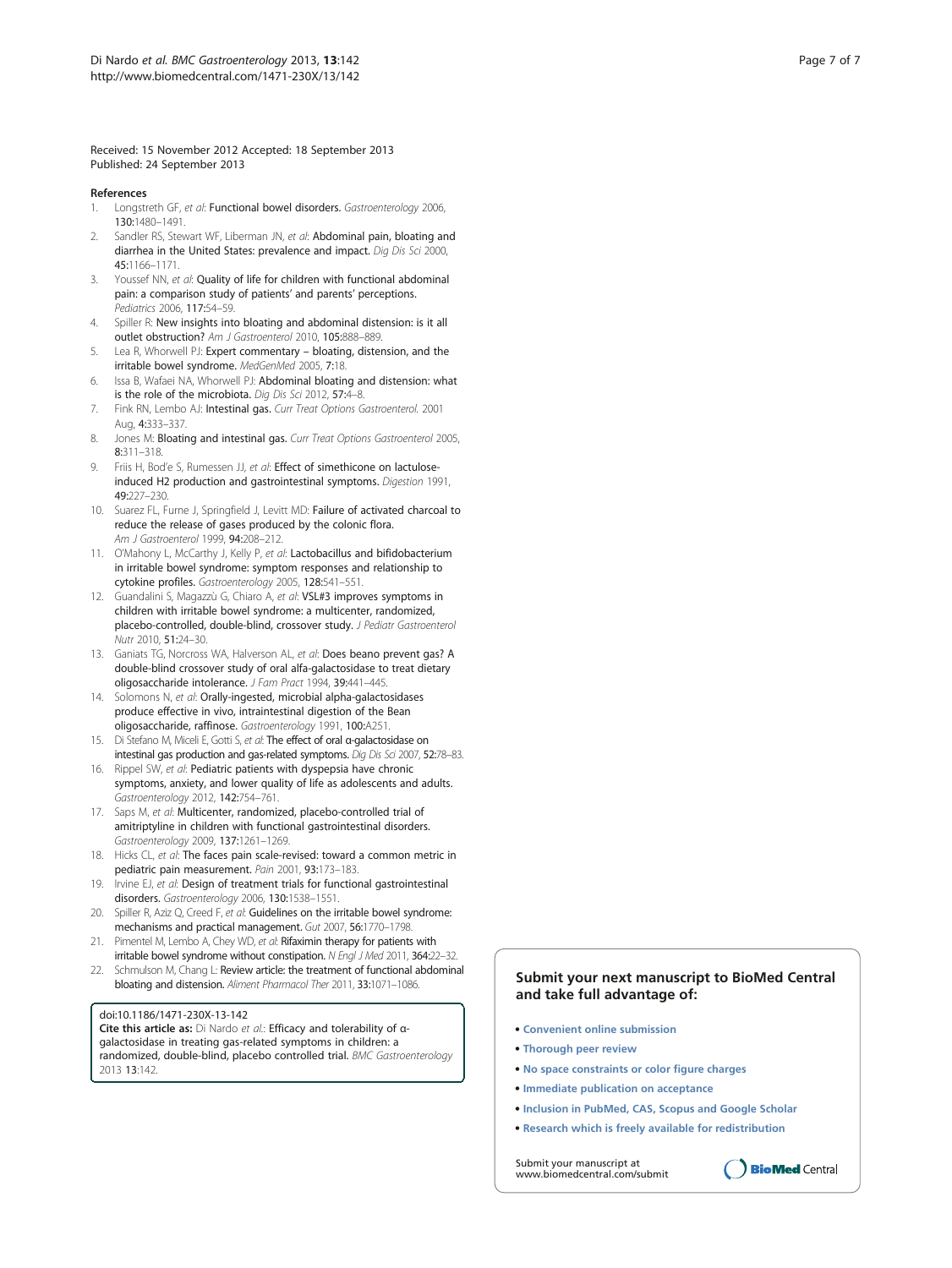Received: 15 November 2012 Accepted: 18 September 2013
Published: 24 September 2013

## References

1. Longstreth GF, *et al*: **Functional bowel disorders.** *Gastroenterology* 2006, **130:**1480–1491.
2. Sandler RS, Stewart WF, Liberman JN, *et al*: **Abdominal pain, bloating and diarrhea in the United States: prevalence and impact.** *Dig Dis Sci* 2000, **45:**1166–1171.
3. Youssef NN, *et al*: **Quality of life for children with functional abdominal pain: a comparison study of patients' and parents' perceptions.** *Pediatrics* 2006, **117:**54–59.
4. Spiller R: **New insights into bloating and abdominal distension: is it all outlet obstruction?** *Am J Gastroenterol* 2010, **105:**888–889.
5. Lea R, Whorwell PJ: **Expert commentary – bloating, distension, and the irritable bowel syndrome.** *MedGenMed* 2005, **7:**18.
6. Issa B, Wafaei NA, Whorwell PJ: **Abdominal bloating and distension: what is the role of the microbiota.** *Dig Dis Sci* 2012, **57:**4–8.
7. Fink RN, Lembo AJ: **Intestinal gas.** *Curr Treat Options Gastroenterol.* 2001 Aug, **4:**333–337.
8. Jones M: **Bloating and intestinal gas.** *Curr Treat Options Gastroenterol* 2005, **8:**311–318.
9. Friis H, Bod'e S, Rumessen JJ, *et al*: **Effect of simethicone on lactulose-induced H2 production and gastrointestinal symptoms.** *Digestion* 1991, **49:**227–230.
10. Suarez FL, Furne J, Springfield J, Levitt MD: **Failure of activated charcoal to reduce the release of gases produced by the colonic flora.** *Am J Gastroenterol* 1999, **94:**208–212.
11. O'Mahony L, McCarthy J, Kelly P, *et al*: **Lactobacillus and bifidobacterium in irritable bowel syndrome: symptom responses and relationship to cytokine profiles.** *Gastroenterology* 2005, **128:**541–551.
12. Guandalini S, Magazzù G, Chiaro A, *et al*: **VSL#3 improves symptoms in children with irritable bowel syndrome: a multicenter, randomized, placebo-controlled, double-blind, crossover study.** *J Pediatr Gastroenterol Nutr* 2010, **51:**24–30.
13. Ganiats TG, Norcross WA, Halverson AL, *et al*: **Does beano prevent gas? A double-blind crossover study of oral alfa-galactosidase to treat dietary oligosaccharide intolerance.** *J Fam Pract* 1994, **39:**441–445.
14. Solomons N, *et al*: **Orally-ingested, microbial alpha-galactosidases produce effective in vivo, intraintestinal digestion of the Bean oligosaccharide, raffinose.** *Gastroenterology* 1991, **100:**A251.
15. Di Stefano M, Miceli E, Gotti S, *et al*: **The effect of oral α-galactosidase on intestinal gas production and gas-related symptoms.** *Dig Dis Sci* 2007, **52:**78–83.
16. Rippel SW, *et al*: **Pediatric patients with dyspepsia have chronic symptoms, anxiety, and lower quality of life as adolescents and adults.** *Gastroenterology* 2012, **142:**754–761.
17. Saps M, *et al*: **Multicenter, randomized, placebo-controlled trial of amitriptyline in children with functional gastrointestinal disorders.** *Gastroenterology* 2009, **137:**1261–1269.
18. Hicks CL, *et al*: **The faces pain scale-revised: toward a common metric in pediatric pain measurement.** *Pain* 2001, **93:**173–183.
19. Irvine EJ, *et al*: **Design of treatment trials for functional gastrointestinal disorders.** *Gastroenterology* 2006, **130:**1538–1551.
20. Spiller R, Aziz Q, Creed F, *et al*: **Guidelines on the irritable bowel syndrome: mechanisms and practical management.** *Gut* 2007, **56:**1770–1798.
21. Pimentel M, Lembo A, Chey WD, *et al*: **Rifaximin therapy for patients with irritable bowel syndrome without constipation.** *N Engl J Med* 2011, **364:**22–32.
22. Schmulson M, Chang L: **Review article: the treatment of functional abdominal bloating and distension.** *Aliment Pharmacol Ther* 2011, **33:**1071–1086.

doi:10.1186/1471-230X-13-142

**Cite this article as:** Di Nardo *et al.*: Efficacy and tolerability of α-galactosidase in treating gas-related symptoms in children: a randomized, double-blind, placebo controlled trial. *BMC Gastroenterology* 2013 13:142.

**Submit your next manuscript to BioMed Central and take full advantage of:**

- **Convenient online submission**
- **Thorough peer review**
- **No space constraints or color figure charges**
- **Immediate publication on acceptance**
- **Inclusion in PubMed, CAS, Scopus and Google Scholar**
- **Research which is freely available for redistribution**

Submit your manuscript at
www.biomedcentral.com/submit

BioMed Central